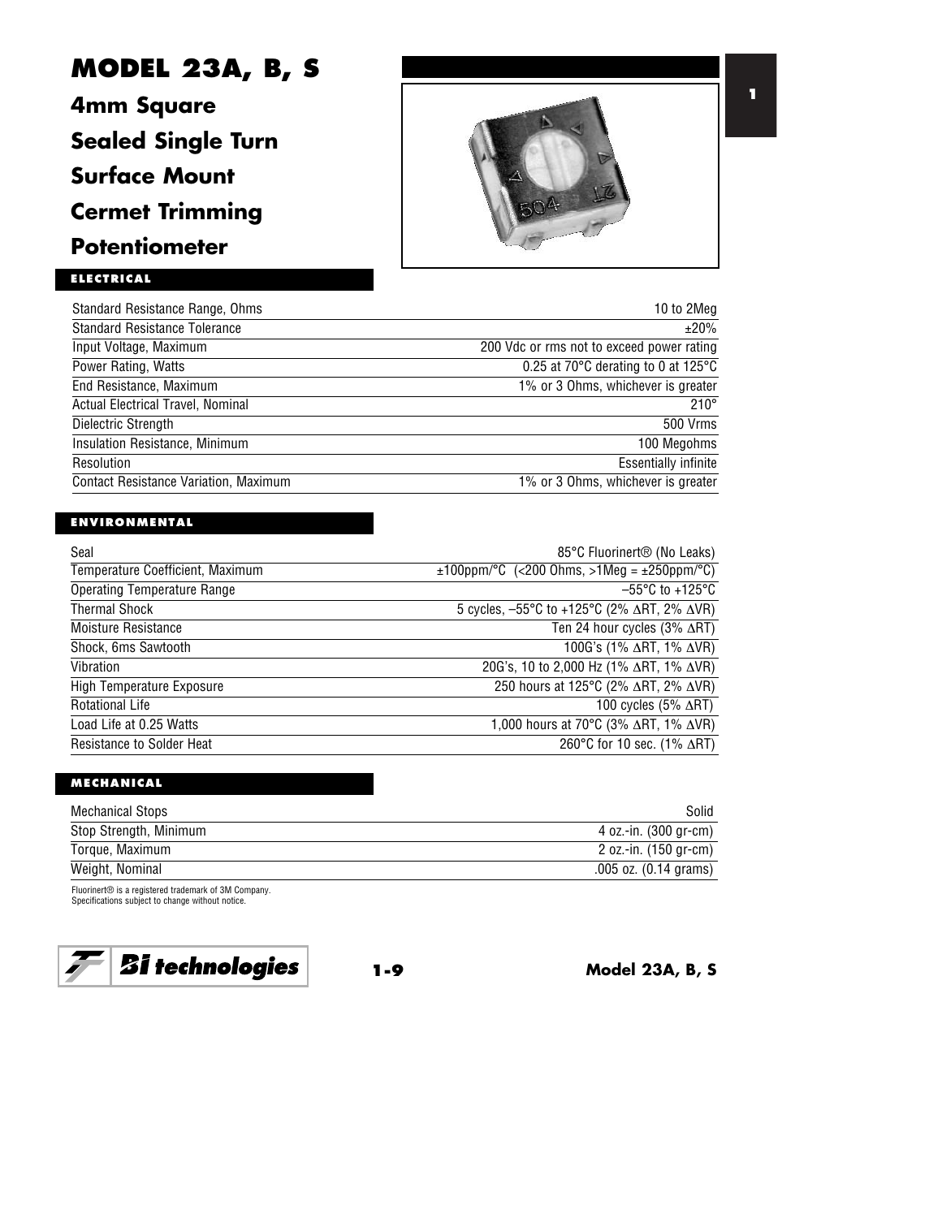# MODEL 23A, B, S

## 4mm Square Sealed Single Turn Surface Mount Cermet Trimming Potentiometer

### ELECTRICAL

| | |
|---|---|
| Standard Resistance Range, Ohms | 10 to 2Meg |
| Standard Resistance Tolerance | ±20% |
| Input Voltage, Maximum | 200 Vdc or rms not to exceed power rating |
| Power Rating, Watts | 0.25 at 70°C derating to 0 at 125°C |
| End Resistance, Maximum | 1% or 3 Ohms, whichever is greater |
| Actual Electrical Travel, Nominal | 210° |
| Dielectric Strength | 500 Vrms |
| Insulation Resistance, Minimum | 100 Megohms |
| Resolution | Essentially infinite |
| Contact Resistance Variation, Maximum | 1% or 3 Ohms, whichever is greater |

### ENVIRONMENTAL

| | |
|---|---|
| Seal | 85°C Fluorinert® (No Leaks) |
| Temperature Coefficient, Maximum | ±100ppm/°C (<200 Ohms, >1Meg = ±250ppm/°C) |
| Operating Temperature Range | –55°C to +125°C |
| Thermal Shock | 5 cycles, –55°C to +125°C (2% ΔRT, 2% ΔVR) |
| Moisture Resistance | Ten 24 hour cycles (3% ΔRT) |
| Shock, 6ms Sawtooth | 100G's (1% ΔRT, 1% ΔVR) |
| Vibration | 20G's, 10 to 2,000 Hz (1% ΔRT, 1% ΔVR) |
| High Temperature Exposure | 250 hours at 125°C (2% ΔRT, 2% ΔVR) |
| Rotational Life | 100 cycles (5% ΔRT) |
| Load Life at 0.25 Watts | 1,000 hours at 70°C (3% ΔRT, 1% ΔVR) |
| Resistance to Solder Heat | 260°C for 10 sec. (1% ΔRT) |

### MECHANICAL

| | |
|---|---|
| Mechanical Stops | Solid |
| Stop Strength, Minimum | 4 oz.-in. (300 gr-cm) |
| Torque, Maximum | 2 oz.-in. (150 gr-cm) |
| Weight, Nominal | .005 oz. (0.14 grams) |

Fluorinert® is a registered trademark of 3M Company.
Specifications subject to change without notice.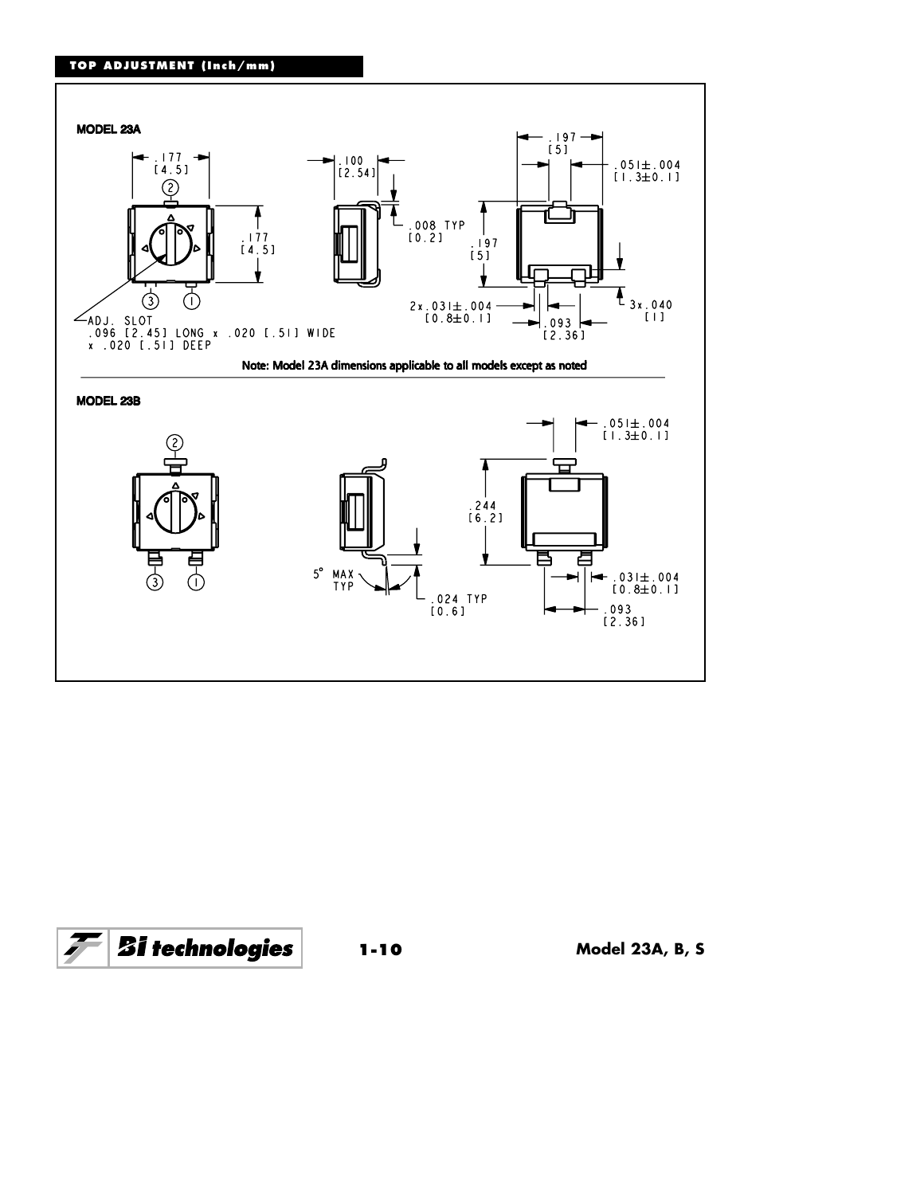**TOP ADJUSTMENT (Inch/mm)**

**MODEL 23A**

.177 [4.5]

.177 [4.5]

ADJ. SLOT
.096 [2.45] LONG x .020 [.51] WIDE
x .020 [.51] DEEP

.100 [2.54]

.008 TYP [0.2]

.197 [5]

.051±.004 [1.3±0.1]

.197 [5]

2x.031±.004 [0.8±0.1]

3x.040 [1]

.093 [2.36]

**Note: Model 23A dimensions applicable to all models except as noted**

**MODEL 23B**

5° MAX TYP

.024 TYP [0.6]

.051±.004 [1.3±0.1]

.244 [6.2]

.031±.004 [0.8±0.1]

.093 [2.36]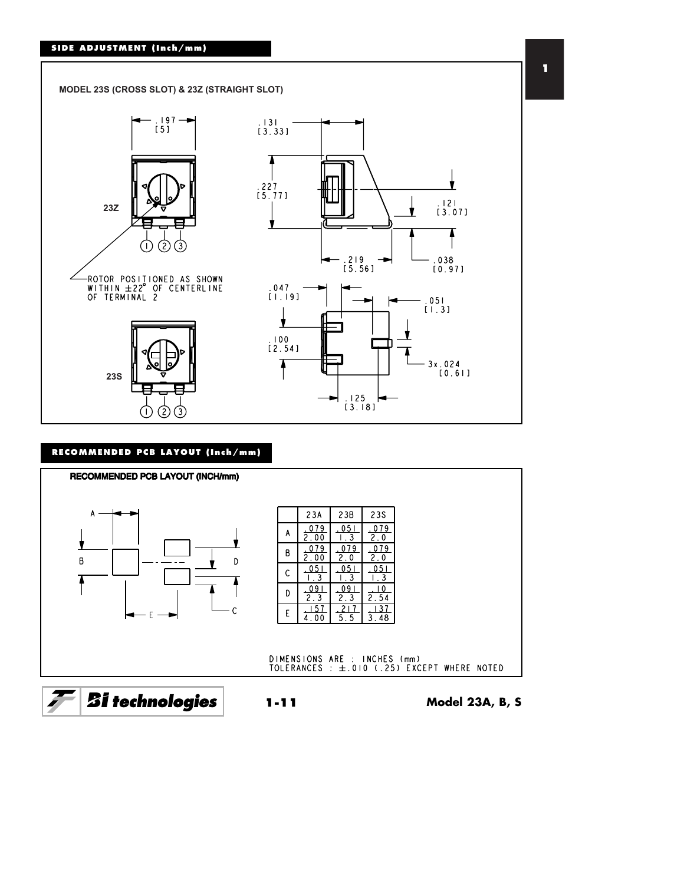## SIDE ADJUSTMENT (Inch/mm)

**MODEL 23S (CROSS SLOT) & 23Z (STRAIGHT SLOT)**

23Z

23S

ROTOR POSITIONED AS SHOWN WITHIN ±22° OF CENTERLINE OF TERMINAL 2

.197 [5]

.131 [3.33]

.227 [5.77]

.121 [3.07]

.219 [5.56]

.038 [0.97]

.047 [1.19]

.051 [1.3]

.100 [2.54]

3x .024 [0.61]

.125 [3.18]

## RECOMMENDED PCB LAYOUT (Inch/mm)

**RECOMMENDED PCB LAYOUT (INCH/mm)**

| | 23A | 23B | 23S |
|---|---|---|---|
| A | .079 / 2.00 | .051 / 1.3 | .079 / 2.0 |
| B | .079 / 2.00 | .079 / 2.0 | .079 / 2.0 |
| C | .051 / 1.3 | .051 / 1.3 | .051 / 1.3 |
| D | .091 / 2.3 | .091 / 2.3 | .10 / 2.54 |
| E | .157 / 4.00 | .217 / 5.5 | .137 / 3.48 |

DIMENSIONS ARE : INCHES (mm)
TOLERANCES : ±.010 (.25) EXCEPT WHERE NOTED

**Model 23A, B, S**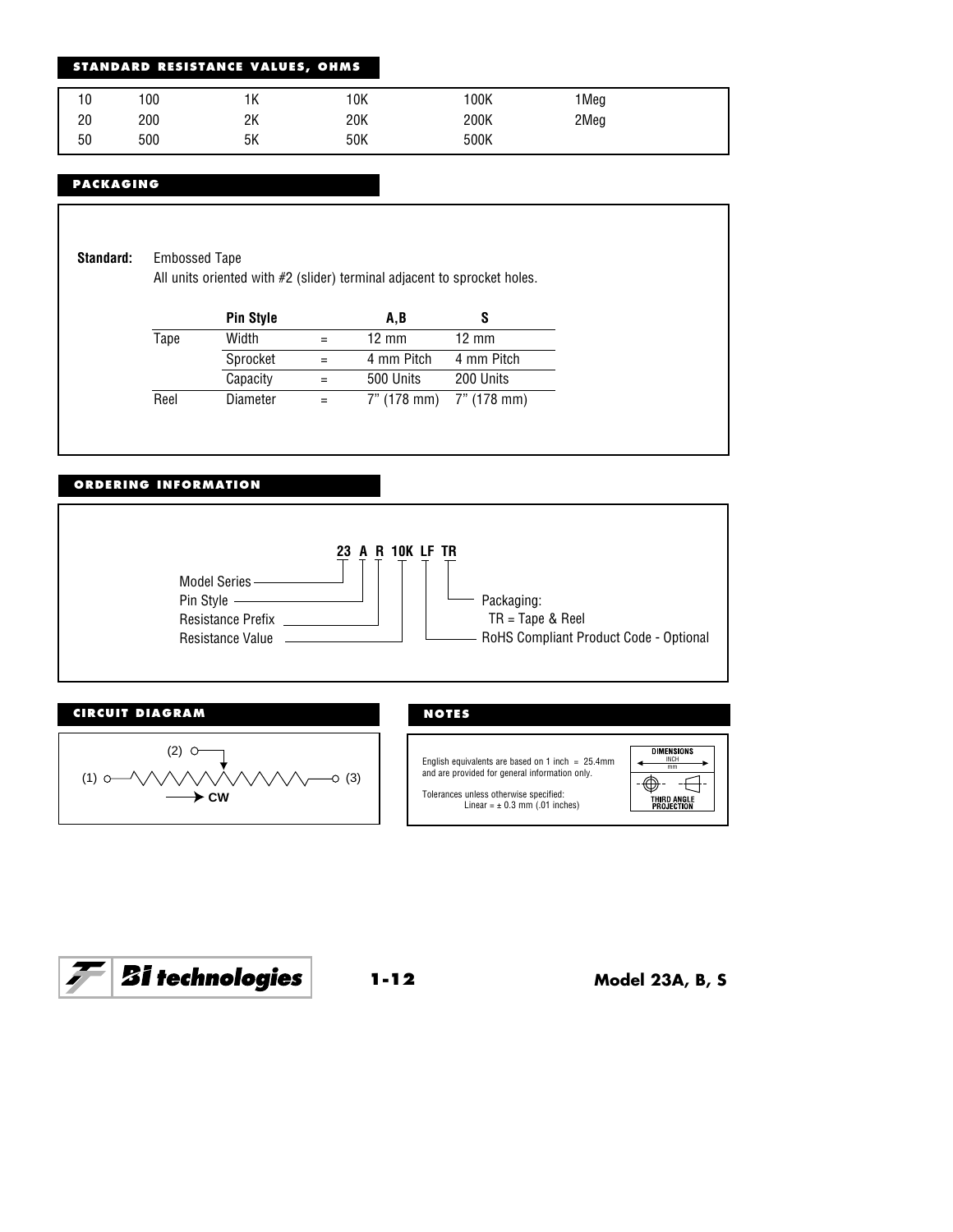## STANDARD RESISTANCE VALUES, OHMS

| | | | | | |
|---|---|---|---|---|---|
| 10 | 100 | 1K | 10K | 100K | 1Meg |
| 20 | 200 | 2K | 20K | 200K | 2Meg |
| 50 | 500 | 5K | 50K | 500K | |

## PACKAGING

**Standard:** Embossed Tape
All units oriented with #2 (slider) terminal adjacent to sprocket holes.

| | Pin Style | | A,B | S |
|---|---|---|---|---|
| Tape | Width | = | 12 mm | 12 mm |
| | Sprocket | = | 4 mm Pitch | 4 mm Pitch |
| | Capacity | = | 500 Units | 200 Units |
| Reel | Diameter | = | 7" (178 mm) | 7" (178 mm) |

## ORDERING INFORMATION

**23 A R 10K LF TR**

- Model Series — 23
- Pin Style — A
- Resistance Prefix — R
- Resistance Value — 10K
- RoHS Compliant Product Code - Optional — LF
- Packaging: TR = Tape & Reel — TR

## CIRCUIT DIAGRAM

(1) — resistor — (3), wiper (2), CW

## NOTES

English equivalents are based on 1 inch = 25.4mm and are provided for general information only.

Tolerances unless otherwise specified:
Linear = ± 0.3 mm (.01 inches)

DIMENSIONS: INCH / mm

THIRD ANGLE PROJECTION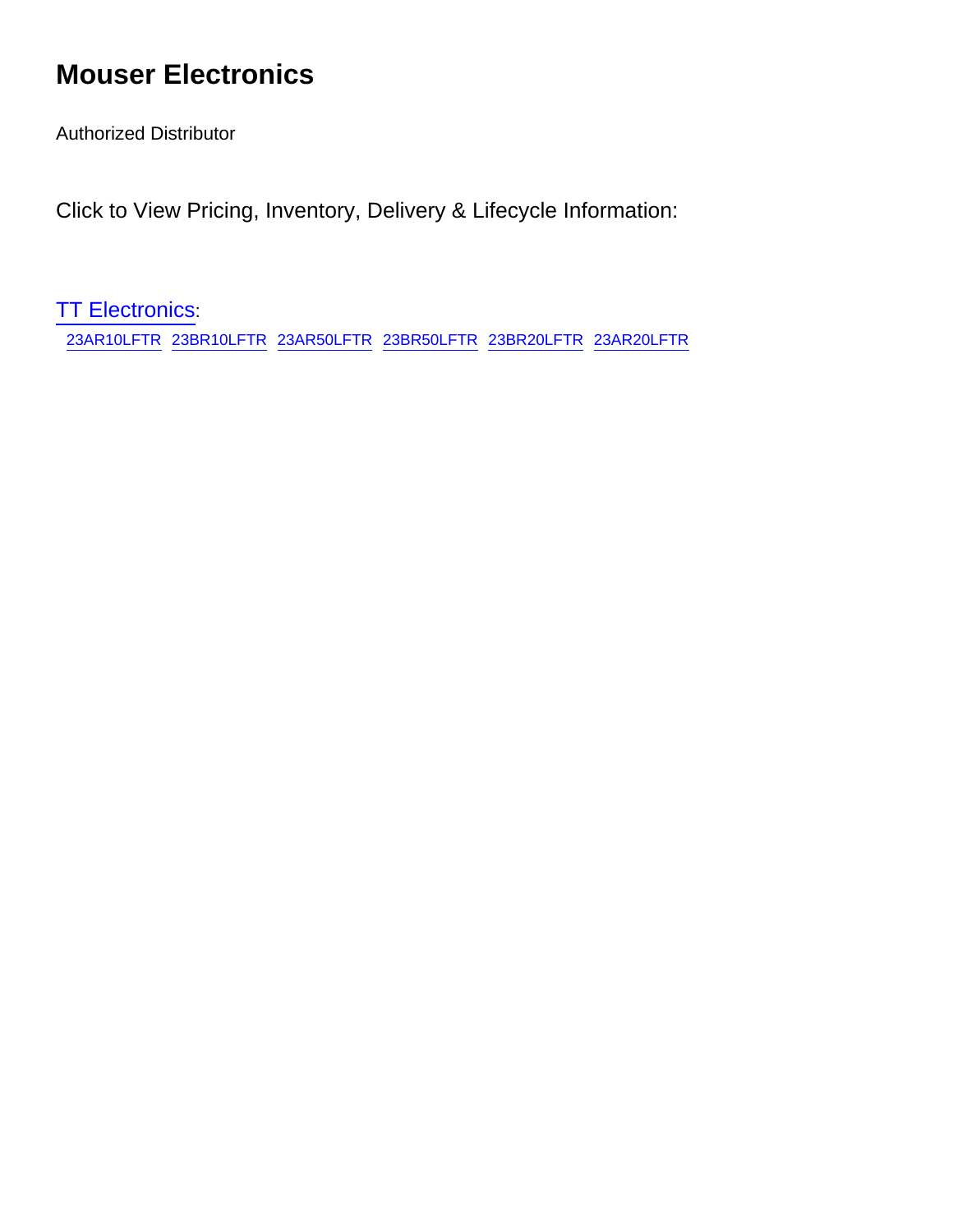# Mouser Electronics

Authorized Distributor

Click to View Pricing, Inventory, Delivery & Lifecycle Information:

TT Electronics:

23AR10LFTR 23BR10LFTR 23AR50LFTR 23BR50LFTR 23BR20LFTR 23AR20LFTR